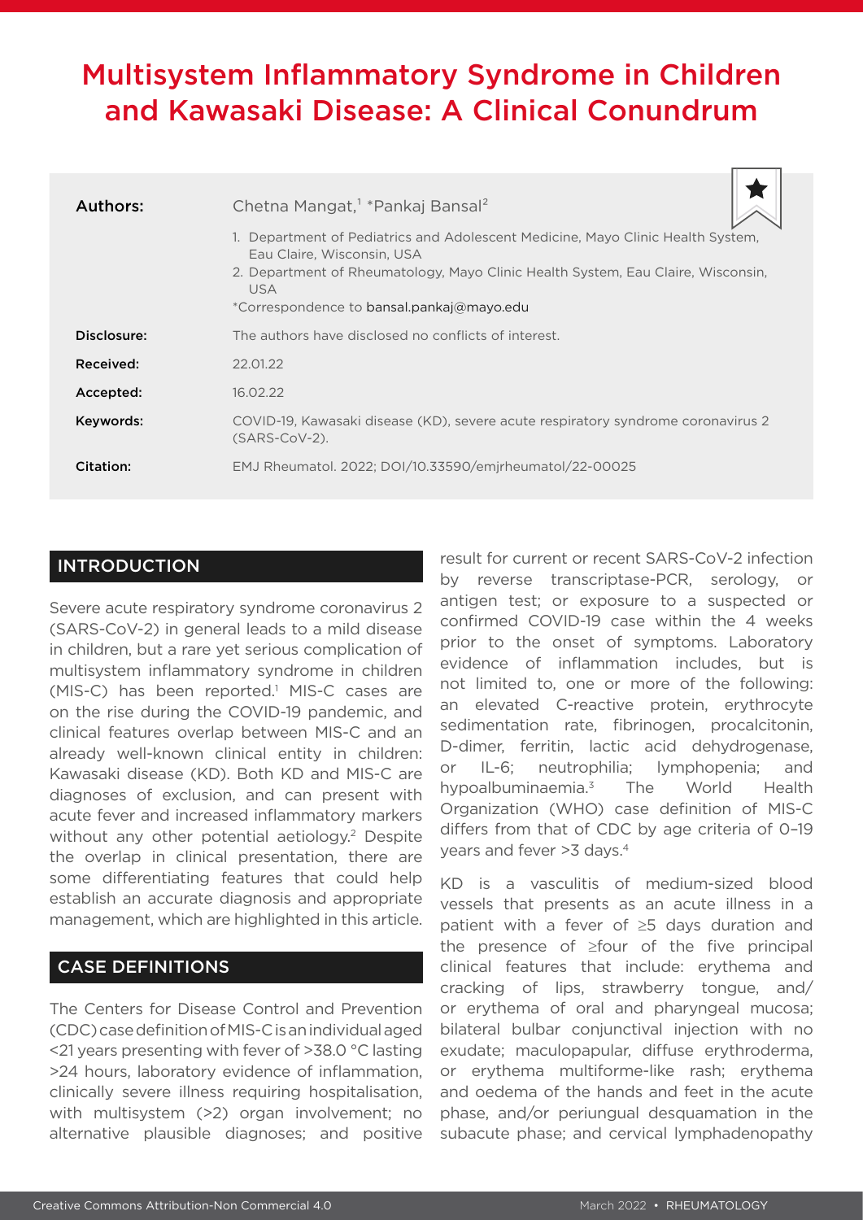# Multisystem Inflammatory Syndrome in Children and Kawasaki Disease: A Clinical Conundrum

| | |
|---|---|
| **Authors:** | Chetna Mangat,[1] *Pankaj Bansal[2]<br>1. Department of Pediatrics and Adolescent Medicine, Mayo Clinic Health System, Eau Claire, Wisconsin, USA<br>2. Department of Rheumatology, Mayo Clinic Health System, Eau Claire, Wisconsin, USA<br>*Correspondence to bansal.pankaj@mayo.edu |
| **Disclosure:** | The authors have disclosed no conflicts of interest. |
| **Received:** | 22.01.22 |
| **Accepted:** | 16.02.22 |
| **Keywords:** | COVID-19, Kawasaki disease (KD), severe acute respiratory syndrome coronavirus 2 (SARS-CoV-2). |
| **Citation:** | EMJ Rheumatol. 2022; DOI/10.33590/emjrheumatol/22-00025 |

## INTRODUCTION

Severe acute respiratory syndrome coronavirus 2 (SARS-CoV-2) in general leads to a mild disease in children, but a rare yet serious complication of multisystem inflammatory syndrome in children (MIS-C) has been reported.[1] MIS-C cases are on the rise during the COVID-19 pandemic, and clinical features overlap between MIS-C and an already well-known clinical entity in children: Kawasaki disease (KD). Both KD and MIS-C are diagnoses of exclusion, and can present with acute fever and increased inflammatory markers without any other potential aetiology.[2] Despite the overlap in clinical presentation, there are some differentiating features that could help establish an accurate diagnosis and appropriate management, which are highlighted in this article.

## CASE DEFINITIONS

The Centers for Disease Control and Prevention (CDC) case definition of MIS-C is an individual aged <21 years presenting with fever of >38.0 °C lasting >24 hours, laboratory evidence of inflammation, clinically severe illness requiring hospitalisation, with multisystem (>2) organ involvement; no alternative plausible diagnoses; and positive result for current or recent SARS-CoV-2 infection by reverse transcriptase-PCR, serology, or antigen test; or exposure to a suspected or confirmed COVID-19 case within the 4 weeks prior to the onset of symptoms. Laboratory evidence of inflammation includes, but is not limited to, one or more of the following: an elevated C-reactive protein, erythrocyte sedimentation rate, fibrinogen, procalcitonin, D-dimer, ferritin, lactic acid dehydrogenase, or IL-6; neutrophilia; lymphopenia; and hypoalbuminaemia.[3] The World Health Organization (WHO) case definition of MIS-C differs from that of CDC by age criteria of 0–19 years and fever >3 days.[4]

KD is a vasculitis of medium-sized blood vessels that presents as an acute illness in a patient with a fever of ≥5 days duration and the presence of ≥four of the five principal clinical features that include: erythema and cracking of lips, strawberry tongue, and/or erythema of oral and pharyngeal mucosa; bilateral bulbar conjunctival injection with no exudate; maculopapular, diffuse erythroderma, or erythema multiforme-like rash; erythema and oedema of the hands and feet in the acute phase, and/or periungual desquamation in the subacute phase; and cervical lymphadenopathy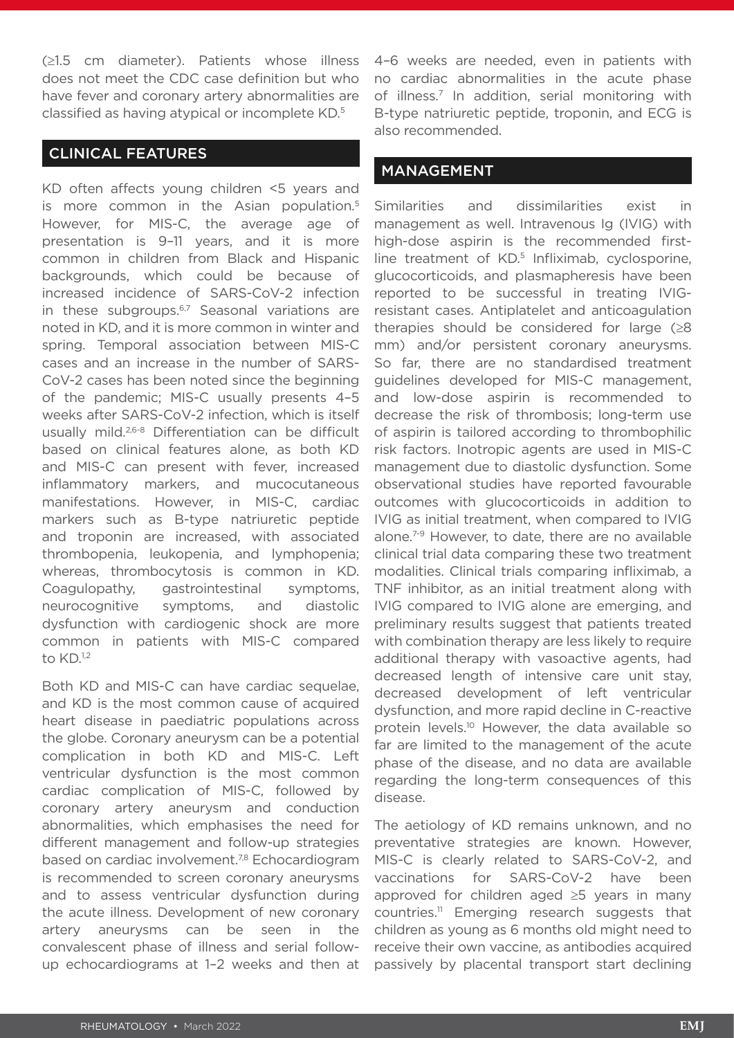(≥1.5 cm diameter). Patients whose illness does not meet the CDC case definition but who have fever and coronary artery abnormalities are classified as having atypical or incomplete KD.[5]

## CLINICAL FEATURES

KD often affects young children <5 years and is more common in the Asian population.[5] However, for MIS-C, the average age of presentation is 9–11 years, and it is more common in children from Black and Hispanic backgrounds, which could be because of increased incidence of SARS-CoV-2 infection in these subgroups.[6,7] Seasonal variations are noted in KD, and it is more common in winter and spring. Temporal association between MIS-C cases and an increase in the number of SARS-CoV-2 cases has been noted since the beginning of the pandemic; MIS-C usually presents 4–5 weeks after SARS-CoV-2 infection, which is itself usually mild.[2,6-8] Differentiation can be difficult based on clinical features alone, as both KD and MIS-C can present with fever, increased inflammatory markers, and mucocutaneous manifestations. However, in MIS-C, cardiac markers such as B-type natriuretic peptide and troponin are increased, with associated thrombopenia, leukopenia, and lymphopenia; whereas, thrombocytosis is common in KD. Coagulopathy, gastrointestinal symptoms, neurocognitive symptoms, and diastolic dysfunction with cardiogenic shock are more common in patients with MIS-C compared to KD.[1,2]

Both KD and MIS-C can have cardiac sequelae, and KD is the most common cause of acquired heart disease in paediatric populations across the globe. Coronary aneurysm can be a potential complication in both KD and MIS-C. Left ventricular dysfunction is the most common cardiac complication of MIS-C, followed by coronary artery aneurysm and conduction abnormalities, which emphasises the need for different management and follow-up strategies based on cardiac involvement.[7,8] Echocardiogram is recommended to screen coronary aneurysms and to assess ventricular dysfunction during the acute illness. Development of new coronary artery aneurysms can be seen in the convalescent phase of illness and serial follow-up echocardiograms at 1–2 weeks and then at 4–6 weeks are needed, even in patients with no cardiac abnormalities in the acute phase of illness.[7] In addition, serial monitoring with B-type natriuretic peptide, troponin, and ECG is also recommended.

## MANAGEMENT

Similarities and dissimilarities exist in management as well. Intravenous Ig (IVIG) with high-dose aspirin is the recommended first-line treatment of KD.[5] Infliximab, cyclosporine, glucocorticoids, and plasmapheresis have been reported to be successful in treating IVIG-resistant cases. Antiplatelet and anticoagulation therapies should be considered for large (≥8 mm) and/or persistent coronary aneurysms. So far, there are no standardised treatment guidelines developed for MIS-C management, and low-dose aspirin is recommended to decrease the risk of thrombosis; long-term use of aspirin is tailored according to thrombophilic risk factors. Inotropic agents are used in MIS-C management due to diastolic dysfunction. Some observational studies have reported favourable outcomes with glucocorticoids in addition to IVIG as initial treatment, when compared to IVIG alone.[7-9] However, to date, there are no available clinical trial data comparing these two treatment modalities. Clinical trials comparing infliximab, a TNF inhibitor, as an initial treatment along with IVIG compared to IVIG alone are emerging, and preliminary results suggest that patients treated with combination therapy are less likely to require additional therapy with vasoactive agents, had decreased length of intensive care unit stay, decreased development of left ventricular dysfunction, and more rapid decline in C-reactive protein levels.[10] However, the data available so far are limited to the management of the acute phase of the disease, and no data are available regarding the long-term consequences of this disease.

The aetiology of KD remains unknown, and no preventative strategies are known. However, MIS-C is clearly related to SARS-CoV-2, and vaccinations for SARS-CoV-2 have been approved for children aged ≥5 years in many countries.[11] Emerging research suggests that children as young as 6 months old might need to receive their own vaccine, as antibodies acquired passively by placental transport start declining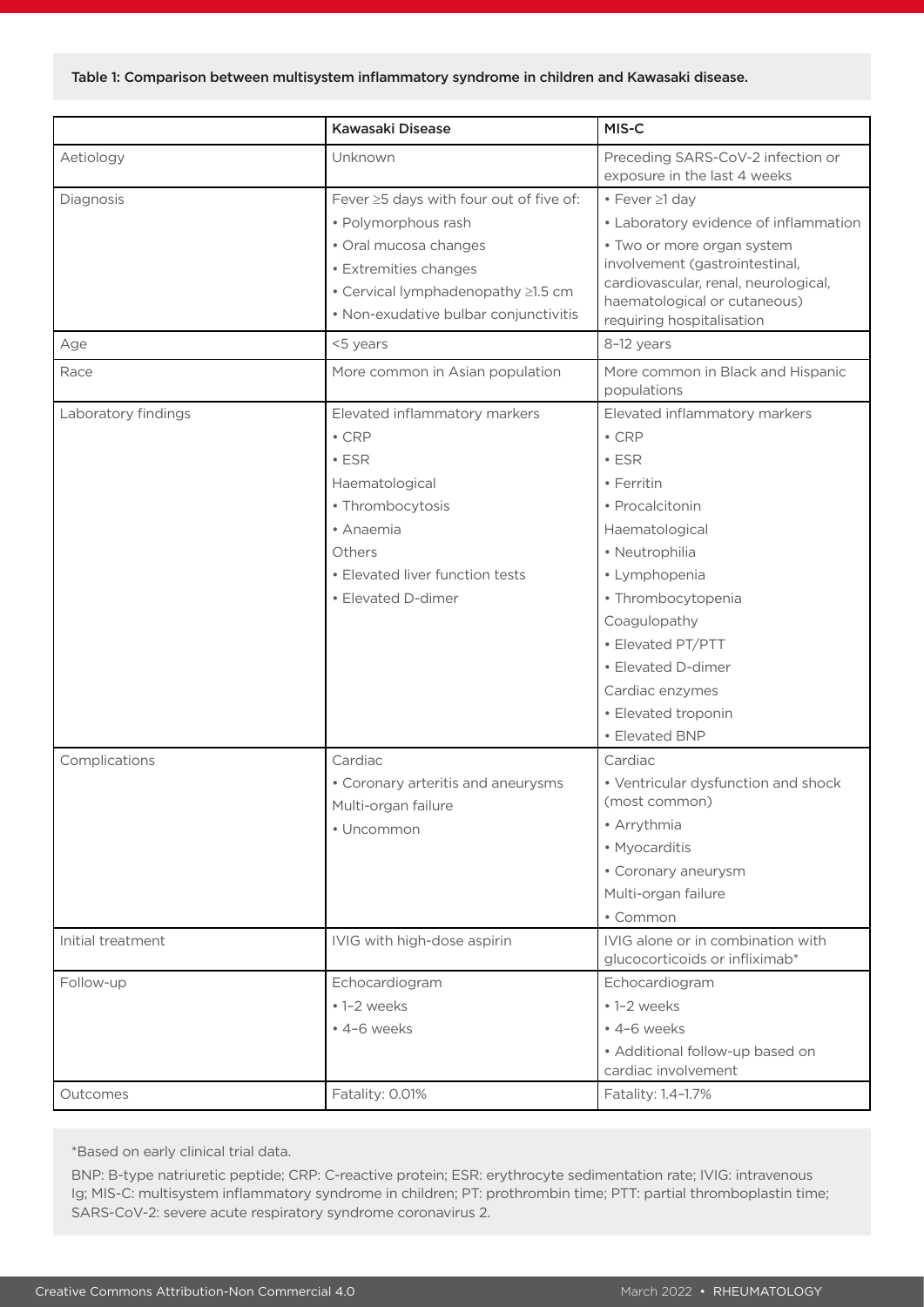Table 1: Comparison between multisystem inflammatory syndrome in children and Kawasaki disease.

| | Kawasaki Disease | MIS-C |
|---|---|---|
| Aetiology | Unknown | Preceding SARS-CoV-2 infection or exposure in the last 4 weeks |
| Diagnosis | Fever ≥5 days with four out of five of:<br>• Polymorphous rash<br>• Oral mucosa changes<br>• Extremities changes<br>• Cervical lymphadenopathy ≥1.5 cm<br>• Non-exudative bulbar conjunctivitis | • Fever ≥1 day<br>• Laboratory evidence of inflammation<br>• Two or more organ system involvement (gastrointestinal, cardiovascular, renal, neurological, haematological or cutaneous) requiring hospitalisation |
| Age | <5 years | 8–12 years |
| Race | More common in Asian population | More common in Black and Hispanic populations |
| Laboratory findings | Elevated inflammatory markers<br>• CRP<br>• ESR<br>Haematological<br>• Thrombocytosis<br>• Anaemia<br>Others<br>• Elevated liver function tests<br>• Elevated D-dimer | Elevated inflammatory markers<br>• CRP<br>• ESR<br>• Ferritin<br>• Procalcitonin<br>Haematological<br>• Neutrophilia<br>• Lymphopenia<br>• Thrombocytopenia<br>Coagulopathy<br>• Elevated PT/PTT<br>• Elevated D-dimer<br>Cardiac enzymes<br>• Elevated troponin<br>• Elevated BNP |
| Complications | Cardiac<br>• Coronary arteritis and aneurysms<br>Multi-organ failure<br>• Uncommon | Cardiac<br>• Ventricular dysfunction and shock (most common)<br>• Arrythmia<br>• Myocarditis<br>• Coronary aneurysm<br>Multi-organ failure<br>• Common |
| Initial treatment | IVIG with high-dose aspirin | IVIG alone or in combination with glucocorticoids or infliximab* |
| Follow-up | Echocardiogram<br>• 1–2 weeks<br>• 4–6 weeks | Echocardiogram<br>• 1–2 weeks<br>• 4–6 weeks<br>• Additional follow-up based on cardiac involvement |
| Outcomes | Fatality: 0.01% | Fatality: 1.4–1.7% |

*Based on early clinical trial data.

BNP: B-type natriuretic peptide; CRP: C-reactive protein; ESR: erythrocyte sedimentation rate; IVIG: intravenous Ig; MIS-C: multisystem inflammatory syndrome in children; PT: prothrombin time; PTT: partial thromboplastin time; SARS-CoV-2: severe acute respiratory syndrome coronavirus 2.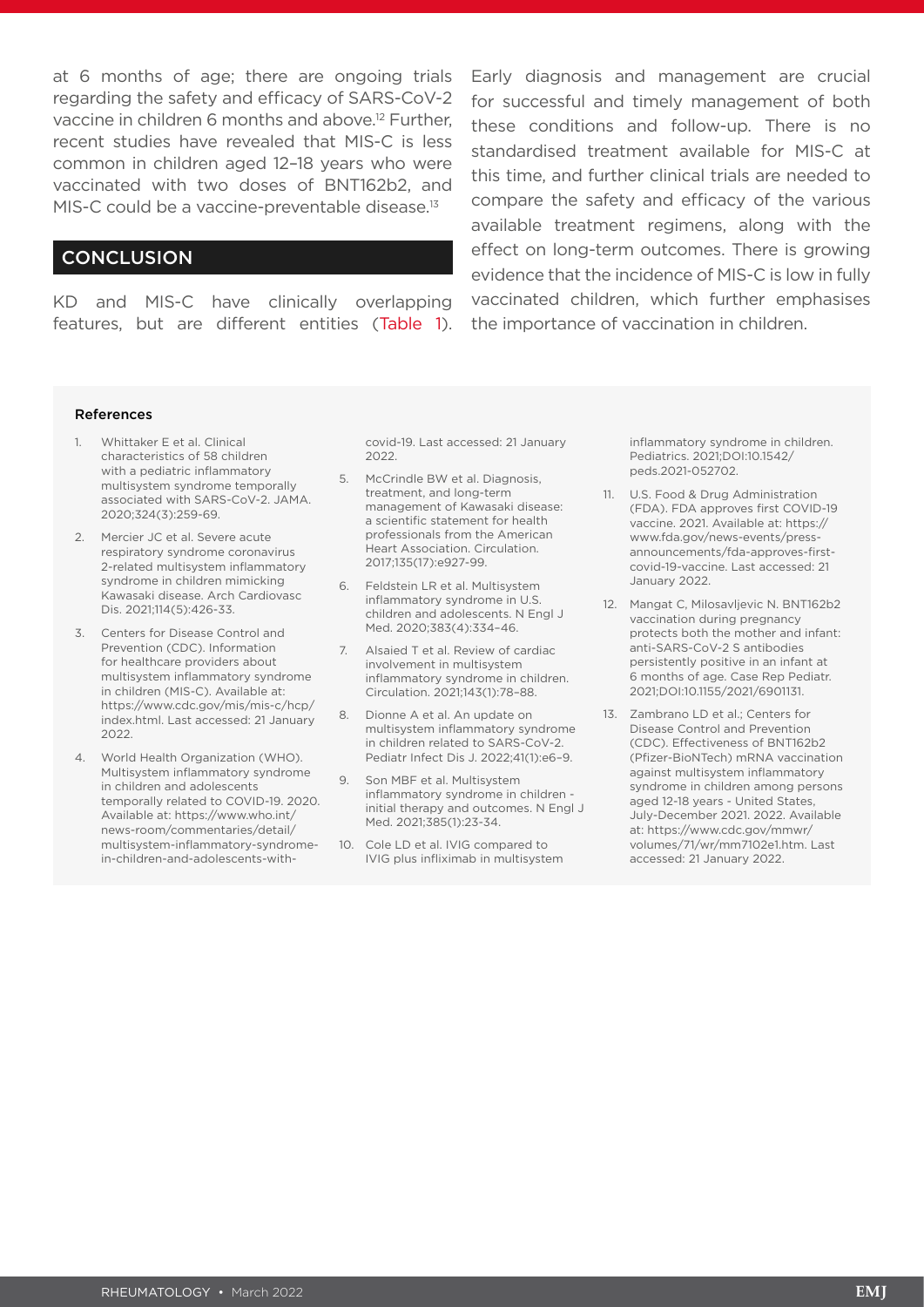at 6 months of age; there are ongoing trials regarding the safety and efficacy of SARS-CoV-2 vaccine in children 6 months and above.[12] Further, recent studies have revealed that MIS-C is less common in children aged 12–18 years who were vaccinated with two doses of BNT162b2, and MIS-C could be a vaccine-preventable disease.[13]

## CONCLUSION

KD and MIS-C have clinically overlapping features, but are different entities (Table 1). Early diagnosis and management are crucial for successful and timely management of both these conditions and follow-up. There is no standardised treatment available for MIS-C at this time, and further clinical trials are needed to compare the safety and efficacy of the various available treatment regimens, along with the effect on long-term outcomes. There is growing evidence that the incidence of MIS-C is low in fully vaccinated children, which further emphasises the importance of vaccination in children.

### References

1. Whittaker E et al. Clinical characteristics of 58 children with a pediatric inflammatory multisystem syndrome temporally associated with SARS-CoV-2. JAMA. 2020;324(3):259-69.
2. Mercier JC et al. Severe acute respiratory syndrome coronavirus 2-related multisystem inflammatory syndrome in children mimicking Kawasaki disease. Arch Cardiovasc Dis. 2021;114(5):426-33.
3. Centers for Disease Control and Prevention (CDC). Information for healthcare providers about multisystem inflammatory syndrome in children (MIS-C). Available at: https://www.cdc.gov/mis/mis-c/hcp/index.html. Last accessed: 21 January 2022.
4. World Health Organization (WHO). Multisystem inflammatory syndrome in children and adolescents temporally related to COVID-19. 2020. Available at: https://www.who.int/news-room/commentaries/detail/multisystem-inflammatory-syndrome-in-children-and-adolescents-with-covid-19. Last accessed: 21 January 2022.
5. McCrindle BW et al. Diagnosis, treatment, and long-term management of Kawasaki disease: a scientific statement for health professionals from the American Heart Association. Circulation. 2017;135(17):e927-99.
6. Feldstein LR et al. Multisystem inflammatory syndrome in U.S. children and adolescents. N Engl J Med. 2020;383(4):334–46.
7. Alsaied T et al. Review of cardiac involvement in multisystem inflammatory syndrome in children. Circulation. 2021;143(1):78–88.
8. Dionne A et al. An update on multisystem inflammatory syndrome in children related to SARS-CoV-2. Pediatr Infect Dis J. 2022;41(1):e6–9.
9. Son MBF et al. Multisystem inflammatory syndrome in children - initial therapy and outcomes. N Engl J Med. 2021;385(1):23-34.
10. Cole LD et al. IVIG compared to IVIG plus infliximab in multisystem inflammatory syndrome in children. Pediatrics. 2021;DOI:10.1542/peds.2021-052702.
11. U.S. Food & Drug Administration (FDA). FDA approves first COVID-19 vaccine. 2021. Available at: https://www.fda.gov/news-events/press-announcements/fda-approves-first-covid-19-vaccine. Last accessed: 21 January 2022.
12. Mangat C, Milosavljevic N. BNT162b2 vaccination during pregnancy protects both the mother and infant: anti-SARS-CoV-2 S antibodies persistently positive in an infant at 6 months of age. Case Rep Pediatr. 2021;DOI:10.1155/2021/6901131.
13. Zambrano LD et al.; Centers for Disease Control and Prevention (CDC). Effectiveness of BNT162b2 (Pfizer-BioNTech) mRNA vaccination against multisystem inflammatory syndrome in children among persons aged 12-18 years - United States, July-December 2021. 2022. Available at: https://www.cdc.gov/mmwr/volumes/71/wr/mm7102e1.htm. Last accessed: 21 January 2022.